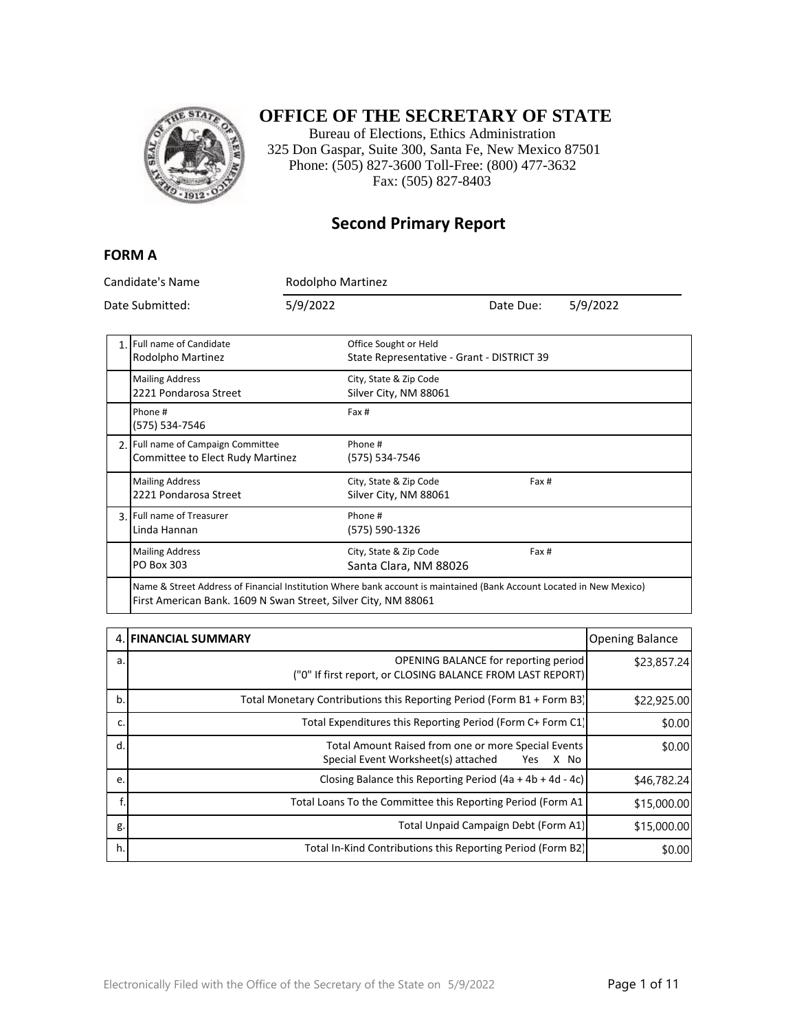# OFFICE OF THE SECRETARY OF STATE

Bureau of Elections, Ethics Administration
325 Don Gaspar, Suite 300, Santa Fe, New Mexico 87501
Phone: (505) 827-3600 Toll-Free: (800) 477-3632
Fax: (505) 827-8403

## Second Primary Report

### FORM A

| | | | |
|---|---|---|---|
| Candidate's Name | Rodolpho Martinez | | |
| Date Submitted: | 5/9/2022 | Date Due: | 5/9/2022 |

| | | | |
|---|---|---|---|
| 1. | Full name of Candidate<br>Rodolpho Martinez | Office Sought or Held<br>State Representative - Grant - DISTRICT 39 | |
| | Mailing Address<br>2221 Pondarosa Street | City, State & Zip Code<br>Silver City, NM 88061 | |
| | Phone #<br>(575) 534-7546 | Fax # | |
| 2. | Full name of Campaign Committee<br>Committee to Elect Rudy Martinez | Phone #<br>(575) 534-7546 | |
| | Mailing Address<br>2221 Pondarosa Street | City, State & Zip Code<br>Silver City, NM 88061 | Fax # |
| 3. | Full name of Treasurer<br>Linda Hannan | Phone #<br>(575) 590-1326 | |
| | Mailing Address<br>PO Box 303 | City, State & Zip Code<br>Santa Clara, NM 88026 | Fax # |
| | Name & Street Address of Financial Institution Where bank account is maintained (Bank Account Located in New Mexico)<br>First American Bank. 1609 N Swan Street, Silver City, NM 88061 | | |

| 4. | FINANCIAL SUMMARY | Opening Balance |
|---|---|---|
| a. | OPENING BALANCE for reporting period<br>("0" If first report, or CLOSING BALANCE FROM LAST REPORT) | $23,857.24 |
| b. | Total Monetary Contributions this Reporting Period (Form B1 + Form B3) | $22,925.00 |
| c. | Total Expenditures this Reporting Period (Form C+ Form C1) | $0.00 |
| d. | Total Amount Raised from one or more Special Events<br>Special Event Worksheet(s) attached Yes X No | $0.00 |
| e. | Closing Balance this Reporting Period (4a + 4b + 4d - 4c) | $46,782.24 |
| f. | Total Loans To the Committee this Reporting Period (Form A1 | $15,000.00 |
| g. | Total Unpaid Campaign Debt (Form A1) | $15,000.00 |
| h. | Total In-Kind Contributions this Reporting Period (Form B2) | $0.00 |

Electronically Filed with the Office of the Secretary of the State on 5/9/2022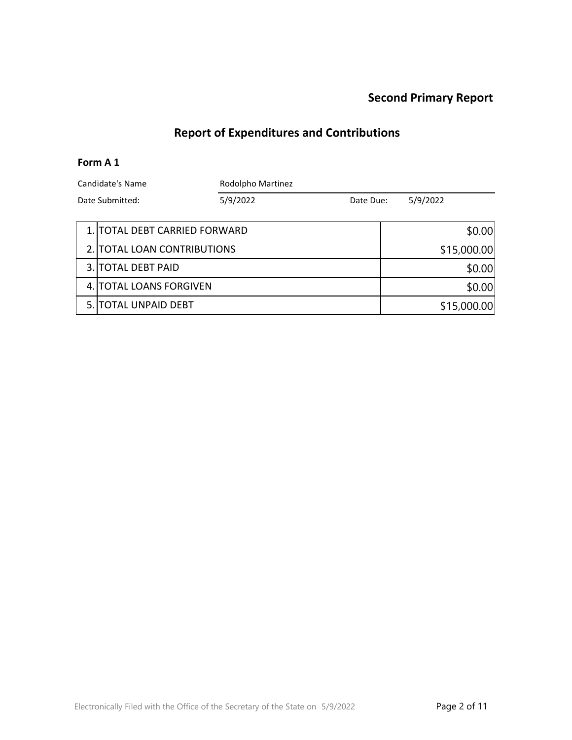## Second Primary Report

# Report of Expenditures and Contributions

### Form A 1

| | | | |
|---|---|---|---|
| Candidate's Name | Rodolpho Martinez | | |
| Date Submitted: | 5/9/2022 | Date Due: | 5/9/2022 |

| | | |
|---|---|---|
| 1. | TOTAL DEBT CARRIED FORWARD | $0.00 |
| 2. | TOTAL LOAN CONTRIBUTIONS | $15,000.00 |
| 3. | TOTAL DEBT PAID | $0.00 |
| 4. | TOTAL LOANS FORGIVEN | $0.00 |
| 5. | TOTAL UNPAID DEBT | $15,000.00 |

Electronically Filed with the Office of the Secretary of the State on 5/9/2022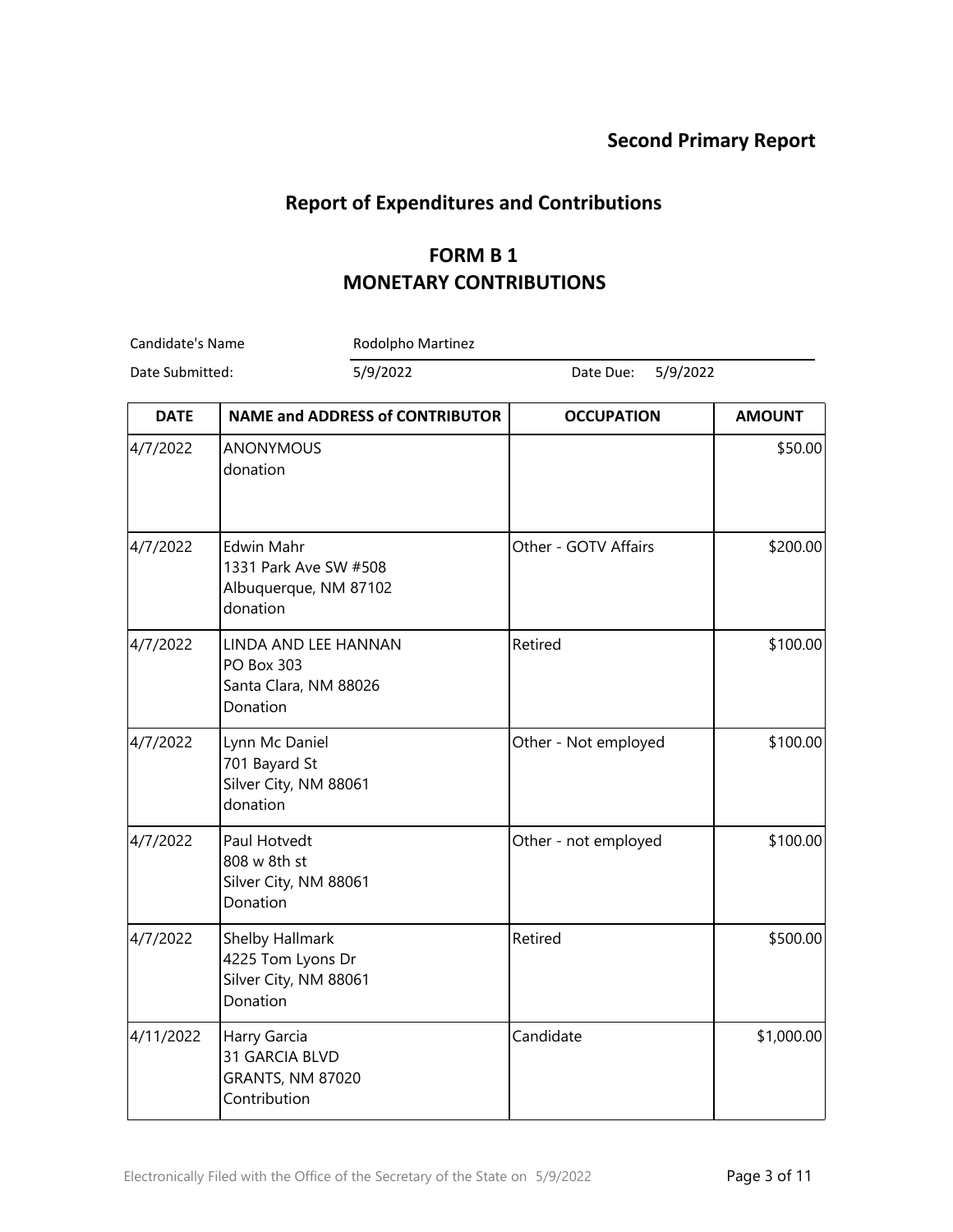# Second Primary Report

## Report of Expenditures and Contributions

## FORM B 1
## MONETARY CONTRIBUTIONS

Candidate's Name: Rodolpho Martinez

Date Submitted: 5/9/2022 Date Due: 5/9/2022

| DATE | NAME and ADDRESS of CONTRIBUTOR | OCCUPATION | AMOUNT |
|---|---|---|---|
| 4/7/2022 | ANONYMOUS<br>donation | | $50.00 |
| 4/7/2022 | Edwin Mahr<br>1331 Park Ave SW #508<br>Albuquerque, NM 87102<br>donation | Other - GOTV Affairs | $200.00 |
| 4/7/2022 | LINDA AND LEE HANNAN<br>PO Box 303<br>Santa Clara, NM 88026<br>Donation | Retired | $100.00 |
| 4/7/2022 | Lynn Mc Daniel<br>701 Bayard St<br>Silver City, NM 88061<br>donation | Other - Not employed | $100.00 |
| 4/7/2022 | Paul Hotvedt<br>808 w 8th st<br>Silver City, NM 88061<br>Donation | Other - not employed | $100.00 |
| 4/7/2022 | Shelby Hallmark<br>4225 Tom Lyons Dr<br>Silver City, NM 88061<br>Donation | Retired | $500.00 |
| 4/11/2022 | Harry Garcia<br>31 GARCIA BLVD<br>GRANTS, NM 87020<br>Contribution | Candidate | $1,000.00 |

Electronically Filed with the Office of the Secretary of the State on 5/9/2022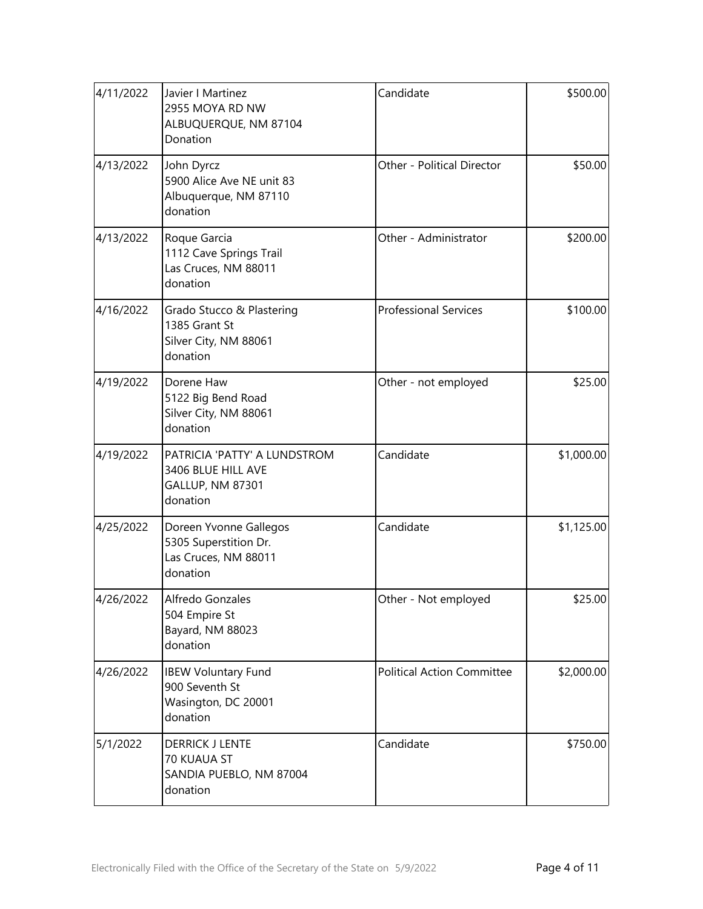| | | | |
|---|---|---|---|
| 4/11/2022 | Javier I Martinez<br>2955 MOYA RD NW<br>ALBUQUERQUE, NM 87104<br>Donation | Candidate | $500.00 |
| 4/13/2022 | John Dyrcz<br>5900 Alice Ave NE unit 83<br>Albuquerque, NM 87110<br>donation | Other - Political Director | $50.00 |
| 4/13/2022 | Roque Garcia<br>1112 Cave Springs Trail<br>Las Cruces, NM 88011<br>donation | Other - Administrator | $200.00 |
| 4/16/2022 | Grado Stucco & Plastering<br>1385 Grant St<br>Silver City, NM 88061<br>donation | Professional Services | $100.00 |
| 4/19/2022 | Dorene Haw<br>5122 Big Bend Road<br>Silver City, NM 88061<br>donation | Other - not employed | $25.00 |
| 4/19/2022 | PATRICIA 'PATTY' A LUNDSTROM<br>3406 BLUE HILL AVE<br>GALLUP, NM 87301<br>donation | Candidate | $1,000.00 |
| 4/25/2022 | Doreen Yvonne Gallegos<br>5305 Superstition Dr.<br>Las Cruces, NM 88011<br>donation | Candidate | $1,125.00 |
| 4/26/2022 | Alfredo Gonzales<br>504 Empire St<br>Bayard, NM 88023<br>donation | Other - Not employed | $25.00 |
| 4/26/2022 | IBEW Voluntary Fund<br>900 Seventh St<br>Wasington, DC 20001<br>donation | Political Action Committee | $2,000.00 |
| 5/1/2022 | DERRICK J LENTE<br>70 KUAUA ST<br>SANDIA PUEBLO, NM 87004<br>donation | Candidate | $750.00 |

Electronically Filed with the Office of the Secretary of the State on 5/9/2022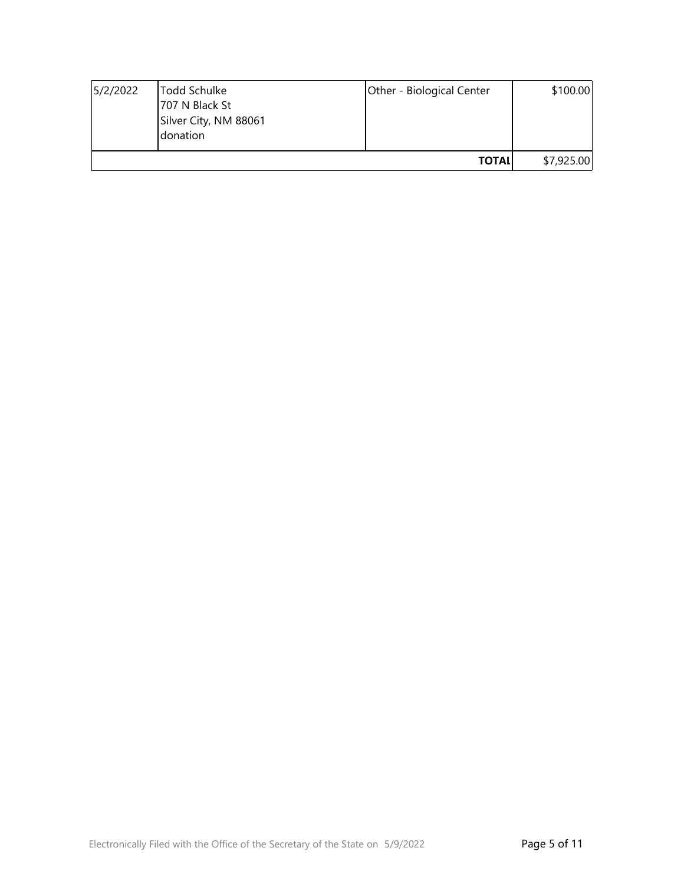| | | | |
|---|---|---|---|
| 5/2/2022 | Todd Schulke<br>707 N Black St<br>Silver City, NM 88061<br>donation | Other - Biological Center | \$100.00 |
| | | **TOTAL** | \$7,925.00 |

Electronically Filed with the Office of the Secretary of the State on 5/9/2022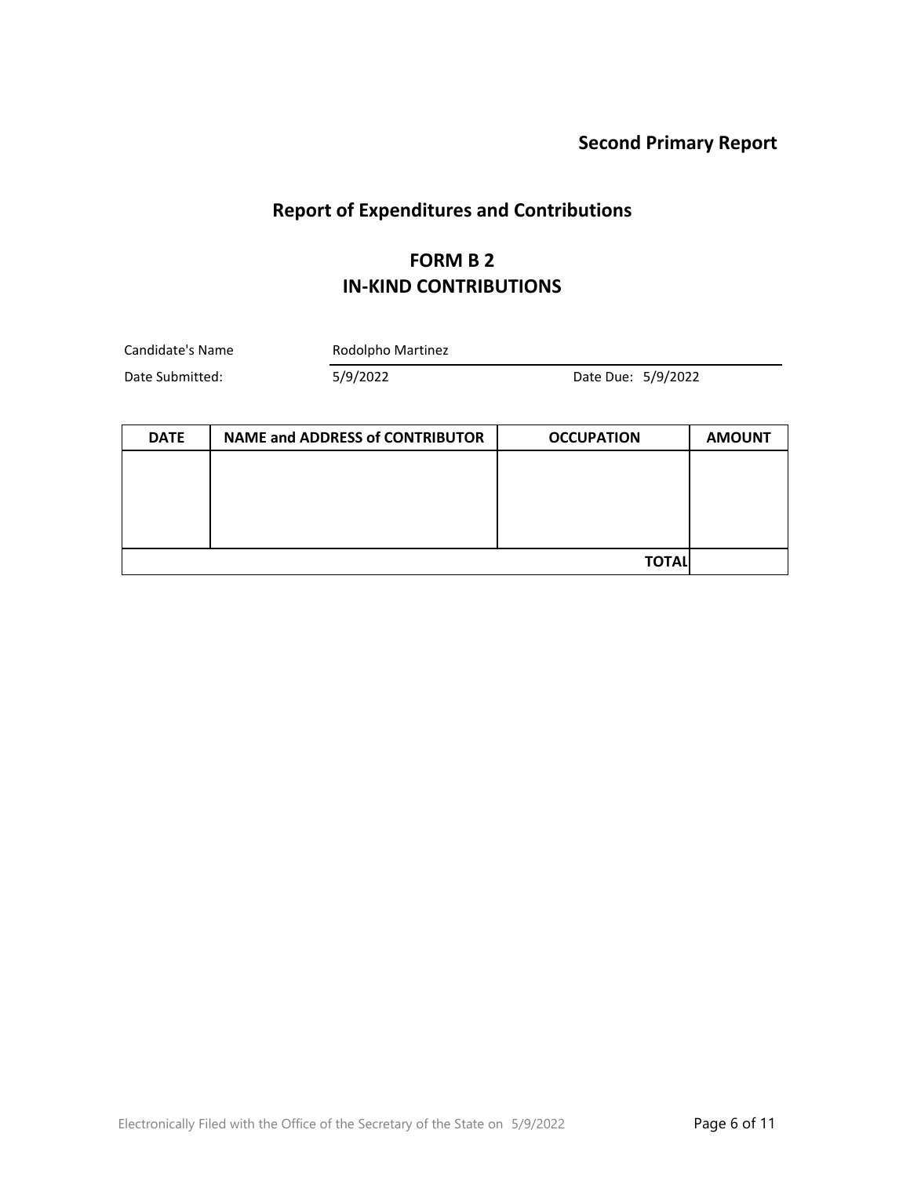**Second Primary Report**

# Report of Expenditures and Contributions

## FORM B 2
## IN-KIND CONTRIBUTIONS

Candidate's Name Rodolpho Martinez

Date Submitted: 5/9/2022 Date Due: 5/9/2022

| DATE | NAME and ADDRESS of CONTRIBUTOR | OCCUPATION | AMOUNT |
|---|---|---|---|
| | | | |
| | | **TOTAL** | |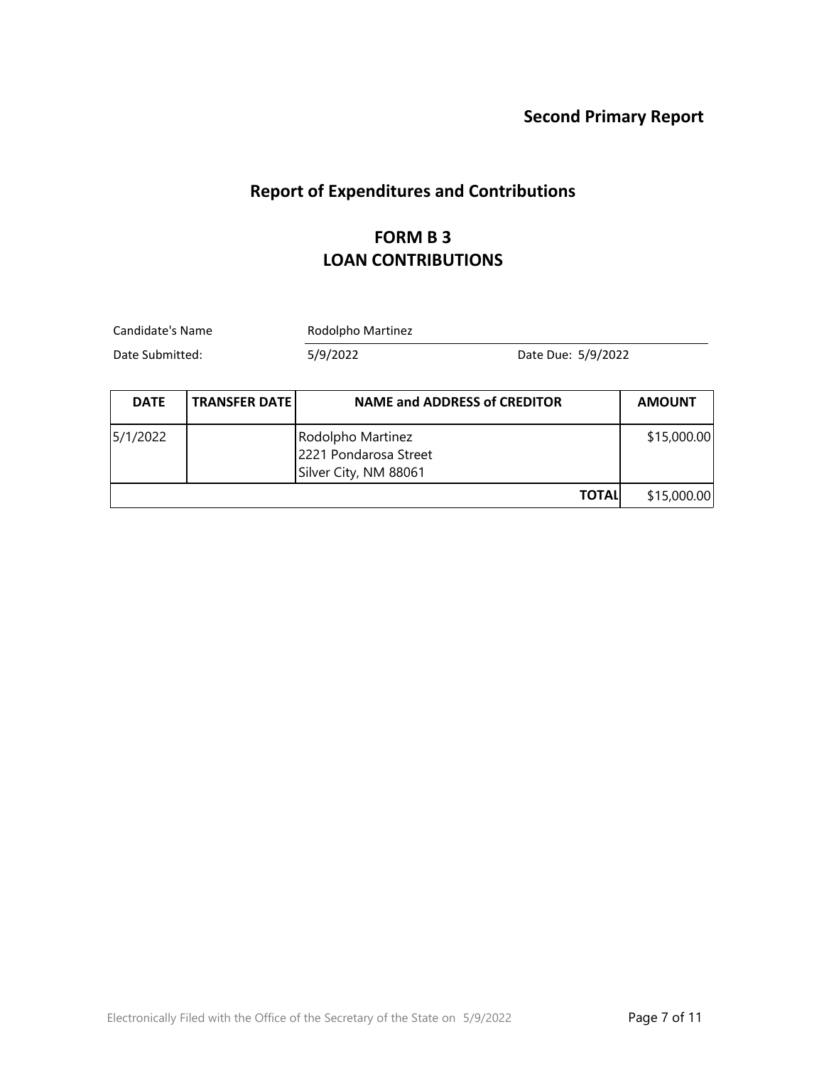**Second Primary Report**

## Report of Expenditures and Contributions

## FORM B 3
## LOAN CONTRIBUTIONS

Candidate's Name: Rodolpho Martinez

Date Submitted: 5/9/2022 Date Due: 5/9/2022

| DATE | TRANSFER DATE | NAME and ADDRESS of CREDITOR | AMOUNT |
| --- | --- | --- | --- |
| 5/1/2022 | | Rodolpho Martinez<br>2221 Pondarosa Street<br>Silver City, NM 88061 | $15,000.00 |
| | | **TOTAL** | $15,000.00 |

Electronically Filed with the Office of the Secretary of the State on 5/9/2022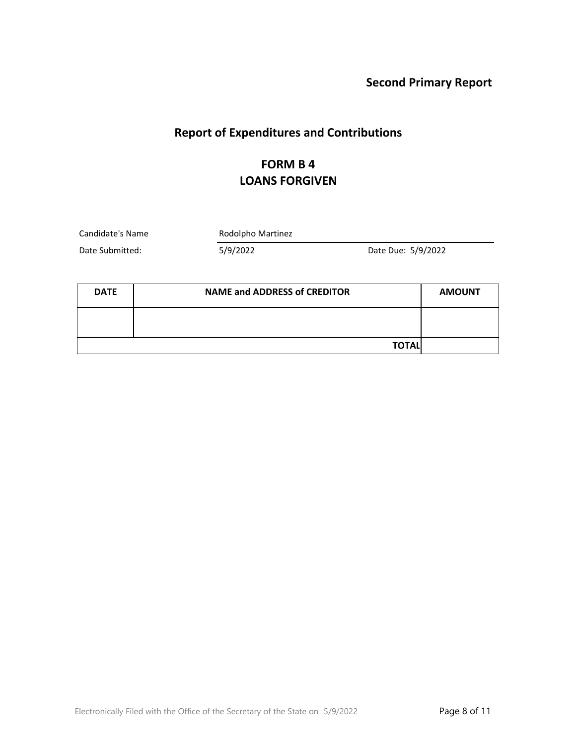**Second Primary Report**

# Report of Expenditures and Contributions

## FORM B 4
## LOANS FORGIVEN

Candidate's Name Rodolpho Martinez

Date Submitted: 5/9/2022 Date Due: 5/9/2022

| DATE | NAME and ADDRESS of CREDITOR | AMOUNT |
|---|---|---|
| | | |
| | **TOTAL** | |

Electronically Filed with the Office of the Secretary of the State on 5/9/2022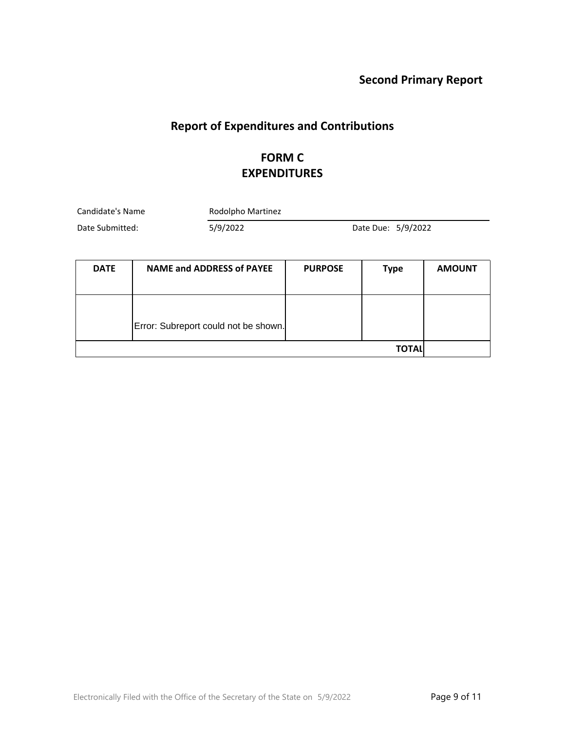**Second Primary Report**

## Report of Expenditures and Contributions

## FORM C
## EXPENDITURES

Candidate's Name: Rodolpho Martinez

Date Submitted: 5/9/2022 Date Due: 5/9/2022

| DATE | NAME and ADDRESS of PAYEE | PURPOSE | Type | AMOUNT |
|---|---|---|---|---|
| | Error: Subreport could not be shown. | | | |
| | | | **TOTAL** | |

Electronically Filed with the Office of the Secretary of the State on 5/9/2022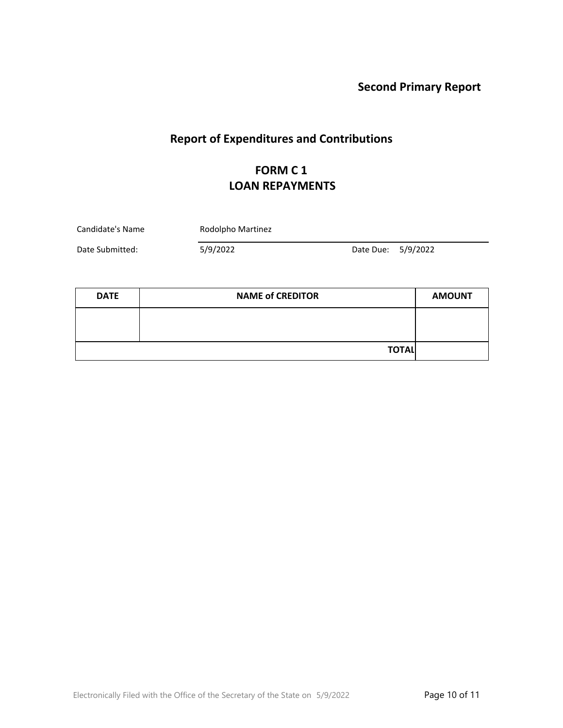**Second Primary Report**

## Report of Expenditures and Contributions

## FORM C 1
## LOAN REPAYMENTS

Candidate's Name: Rodolpho Martinez

Date Submitted: 5/9/2022 Date Due: 5/9/2022

| DATE | NAME of CREDITOR | AMOUNT |
|---|---|---|
| | | |
| | TOTAL | |

Electronically Filed with the Office of the Secretary of the State on 5/9/2022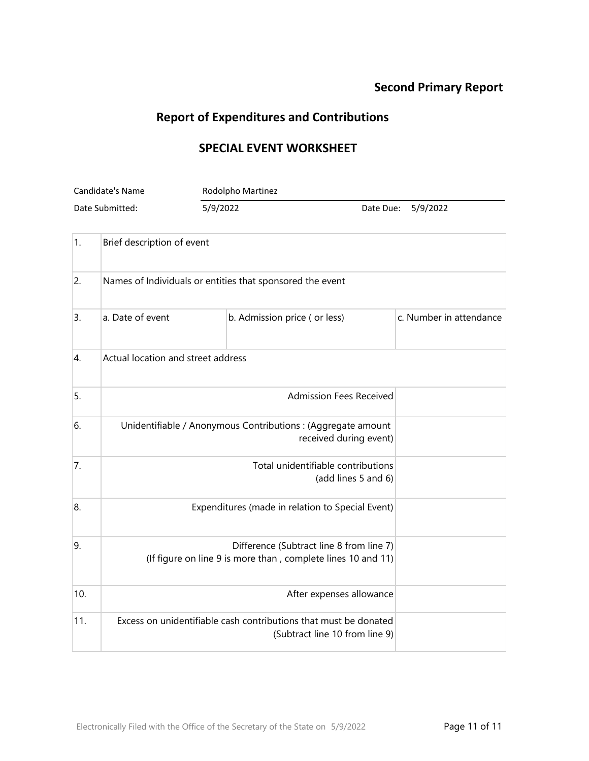## Second Primary Report

# Report of Expenditures and Contributions

## SPECIAL EVENT WORKSHEET

| | | | |
|---|---|---|---|
| Candidate's Name | Rodolpho Martinez | | |
| Date Submitted: | 5/9/2022 | Date Due: | 5/9/2022 |

| | | | |
|---|---|---|---|
| 1. | Brief description of event | | |
| 2. | Names of Individuals or entities that sponsored the event | | |
| 3. | a. Date of event | b. Admission price ( or less) | c. Number in attendance |
| 4. | Actual location and street address | | |
| 5. | Admission Fees Received | | |
| 6. | Unidentifiable / Anonymous Contributions : (Aggregate amount received during event) | | |
| 7. | Total unidentifiable contributions (add lines 5 and 6) | | |
| 8. | Expenditures (made in relation to Special Event) | | |
| 9. | Difference (Subtract line 8 from line 7) (If figure on line 9 is more than , complete lines 10 and 11) | | |
| 10. | After expenses allowance | | |
| 11. | Excess on unidentifiable cash contributions that must be donated (Subtract line 10 from line 9) | | |

Electronically Filed with the Office of the Secretary of the State on 5/9/2022